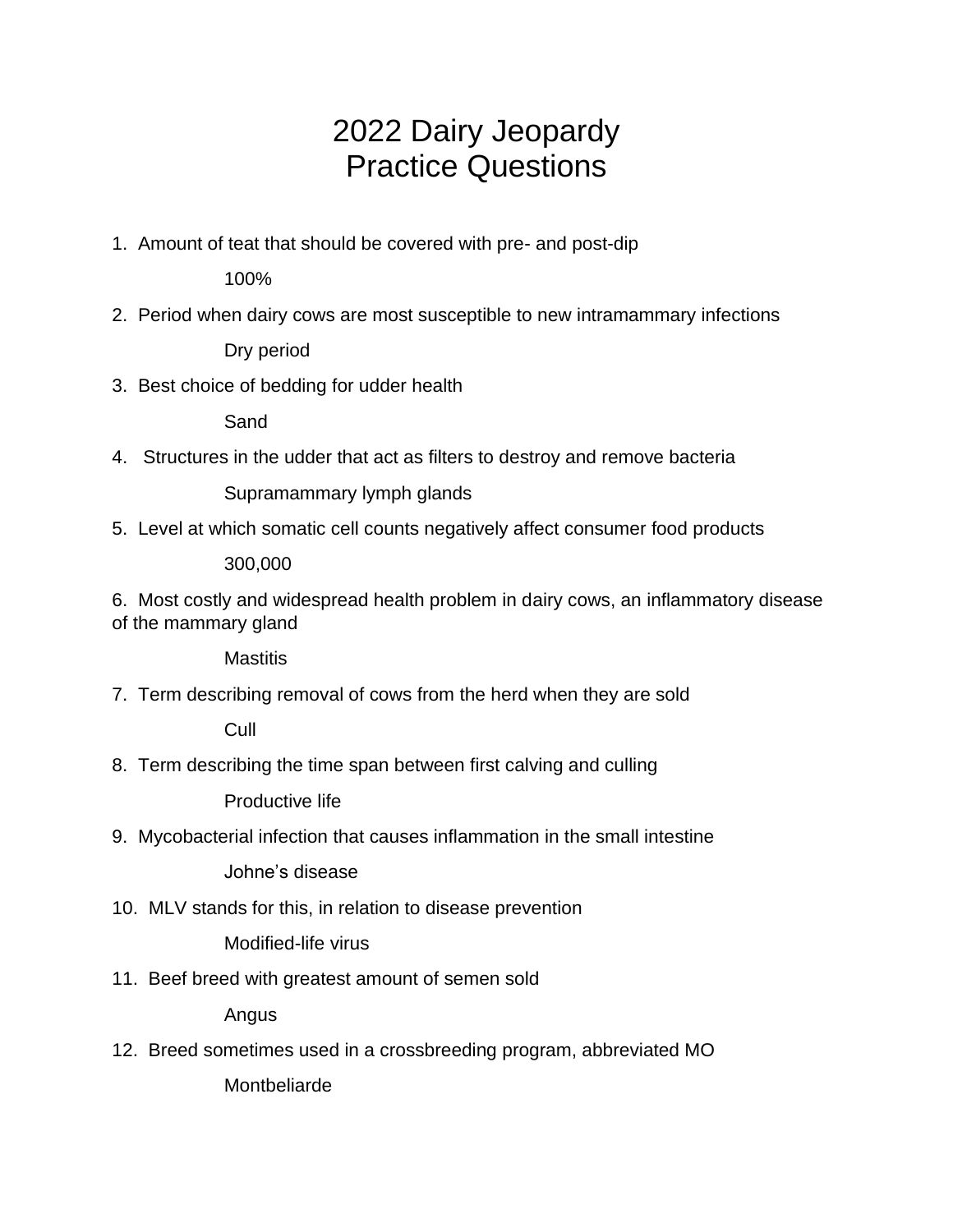# 2022 Dairy Jeopardy
# Practice Questions

1. Amount of teat that should be covered with pre- and post-dip

   100%

2. Period when dairy cows are most susceptible to new intramammary infections

   Dry period

3. Best choice of bedding for udder health

   Sand

4. Structures in the udder that act as filters to destroy and remove bacteria

   Supramammary lymph glands

5. Level at which somatic cell counts negatively affect consumer food products

   300,000

6. Most costly and widespread health problem in dairy cows, an inflammatory disease of the mammary gland

   Mastitis

7. Term describing removal of cows from the herd when they are sold

   Cull

8. Term describing the time span between first calving and culling

   Productive life

9. Mycobacterial infection that causes inflammation in the small intestine

   Johne's disease

10. MLV stands for this, in relation to disease prevention

    Modified-life virus

11. Beef breed with greatest amount of semen sold

    Angus

12. Breed sometimes used in a crossbreeding program, abbreviated MO

    Montbeliarde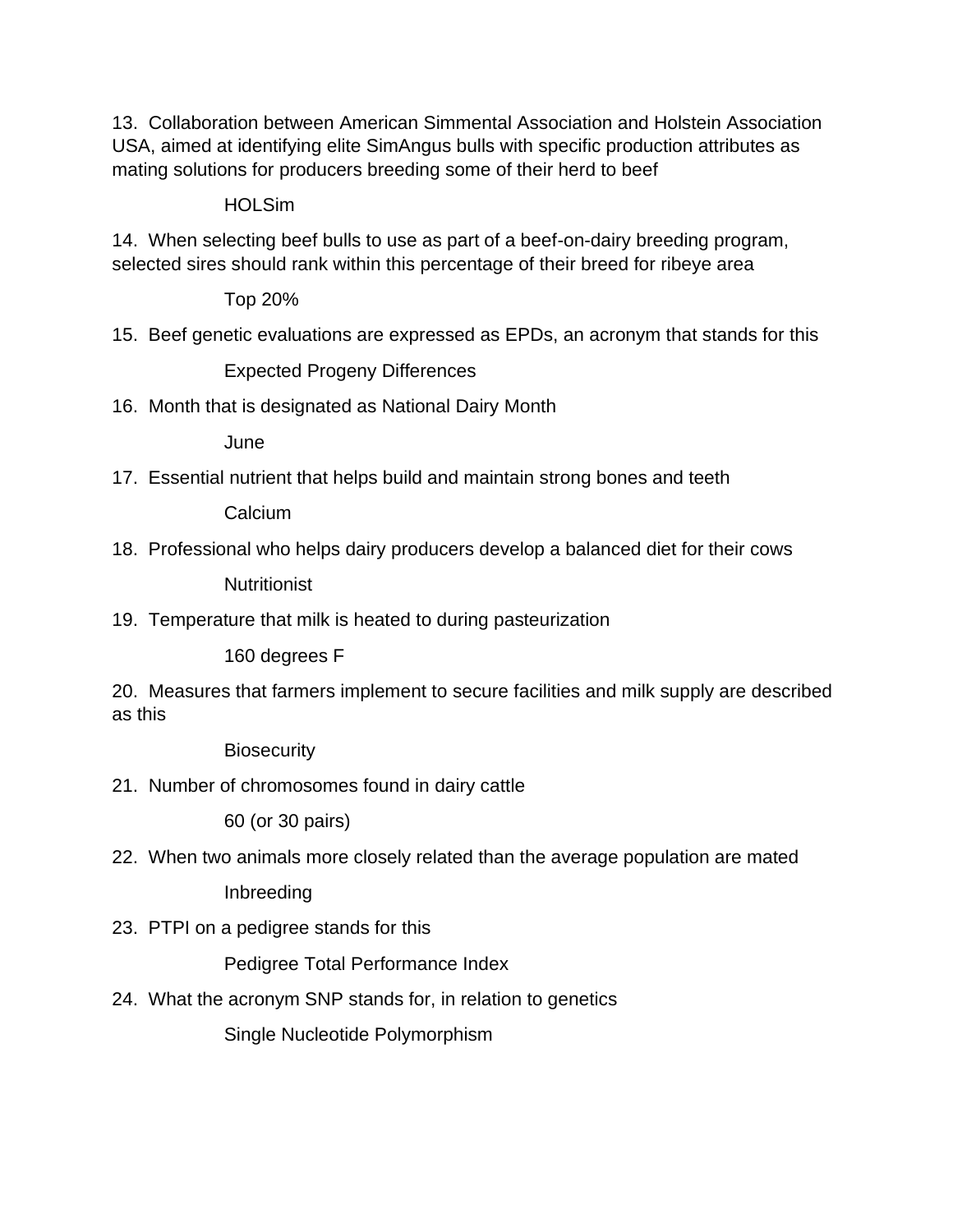13. Collaboration between American Simmental Association and Holstein Association USA, aimed at identifying elite SimAngus bulls with specific production attributes as mating solutions for producers breeding some of their herd to beef

    HOLSim

14. When selecting beef bulls to use as part of a beef-on-dairy breeding program, selected sires should rank within this percentage of their breed for ribeye area

    Top 20%

15. Beef genetic evaluations are expressed as EPDs, an acronym that stands for this

    Expected Progeny Differences

16. Month that is designated as National Dairy Month

    June

17. Essential nutrient that helps build and maintain strong bones and teeth

    Calcium

18. Professional who helps dairy producers develop a balanced diet for their cows

    Nutritionist

19. Temperature that milk is heated to during pasteurization

    160 degrees F

20. Measures that farmers implement to secure facilities and milk supply are described as this

    Biosecurity

21. Number of chromosomes found in dairy cattle

    60 (or 30 pairs)

22. When two animals more closely related than the average population are mated

    Inbreeding

23. PTPI on a pedigree stands for this

    Pedigree Total Performance Index

24. What the acronym SNP stands for, in relation to genetics

    Single Nucleotide Polymorphism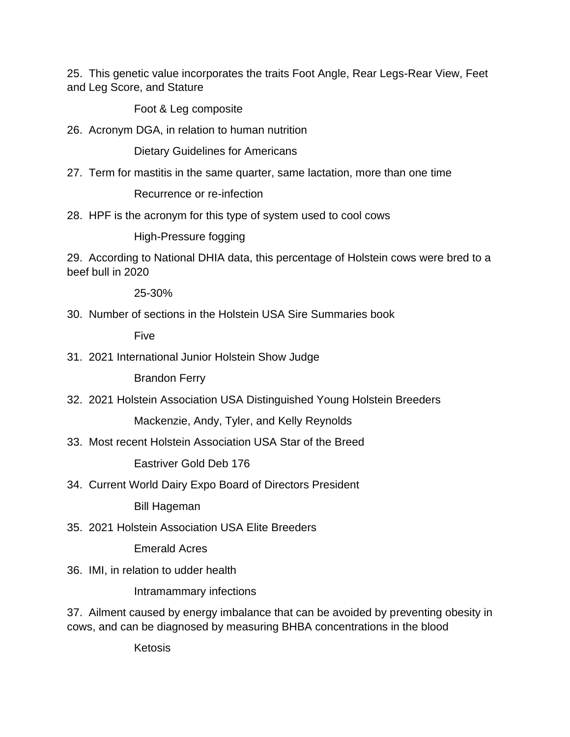25. This genetic value incorporates the traits Foot Angle, Rear Legs-Rear View, Feet and Leg Score, and Stature

Foot & Leg composite

26. Acronym DGA, in relation to human nutrition

Dietary Guidelines for Americans

27. Term for mastitis in the same quarter, same lactation, more than one time

Recurrence or re-infection

28. HPF is the acronym for this type of system used to cool cows

High-Pressure fogging

29. According to National DHIA data, this percentage of Holstein cows were bred to a beef bull in 2020

25-30%

30. Number of sections in the Holstein USA Sire Summaries book

Five

31. 2021 International Junior Holstein Show Judge

Brandon Ferry

32. 2021 Holstein Association USA Distinguished Young Holstein Breeders

Mackenzie, Andy, Tyler, and Kelly Reynolds

33. Most recent Holstein Association USA Star of the Breed

Eastriver Gold Deb 176

34. Current World Dairy Expo Board of Directors President

Bill Hageman

35. 2021 Holstein Association USA Elite Breeders

Emerald Acres

36. IMI, in relation to udder health

Intramammary infections

37. Ailment caused by energy imbalance that can be avoided by preventing obesity in cows, and can be diagnosed by measuring BHBA concentrations in the blood

Ketosis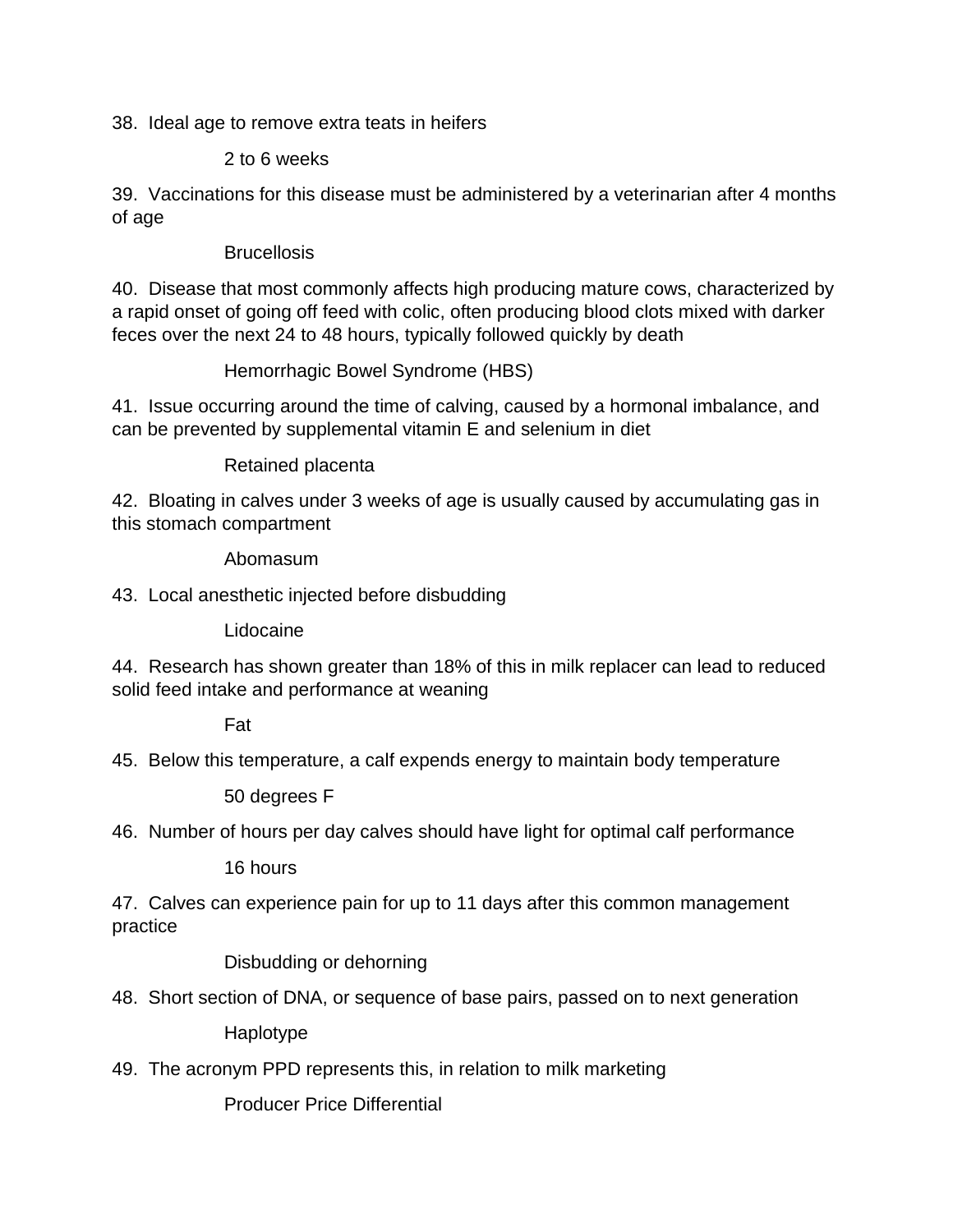38. Ideal age to remove extra teats in heifers

    2 to 6 weeks

39. Vaccinations for this disease must be administered by a veterinarian after 4 months of age

    Brucellosis

40. Disease that most commonly affects high producing mature cows, characterized by a rapid onset of going off feed with colic, often producing blood clots mixed with darker feces over the next 24 to 48 hours, typically followed quickly by death

    Hemorrhagic Bowel Syndrome (HBS)

41. Issue occurring around the time of calving, caused by a hormonal imbalance, and can be prevented by supplemental vitamin E and selenium in diet

    Retained placenta

42. Bloating in calves under 3 weeks of age is usually caused by accumulating gas in this stomach compartment

    Abomasum

43. Local anesthetic injected before disbudding

    Lidocaine

44. Research has shown greater than 18% of this in milk replacer can lead to reduced solid feed intake and performance at weaning

    Fat

45. Below this temperature, a calf expends energy to maintain body temperature

    50 degrees F

46. Number of hours per day calves should have light for optimal calf performance

    16 hours

47. Calves can experience pain for up to 11 days after this common management practice

    Disbudding or dehorning

48. Short section of DNA, or sequence of base pairs, passed on to next generation

    Haplotype

49. The acronym PPD represents this, in relation to milk marketing

    Producer Price Differential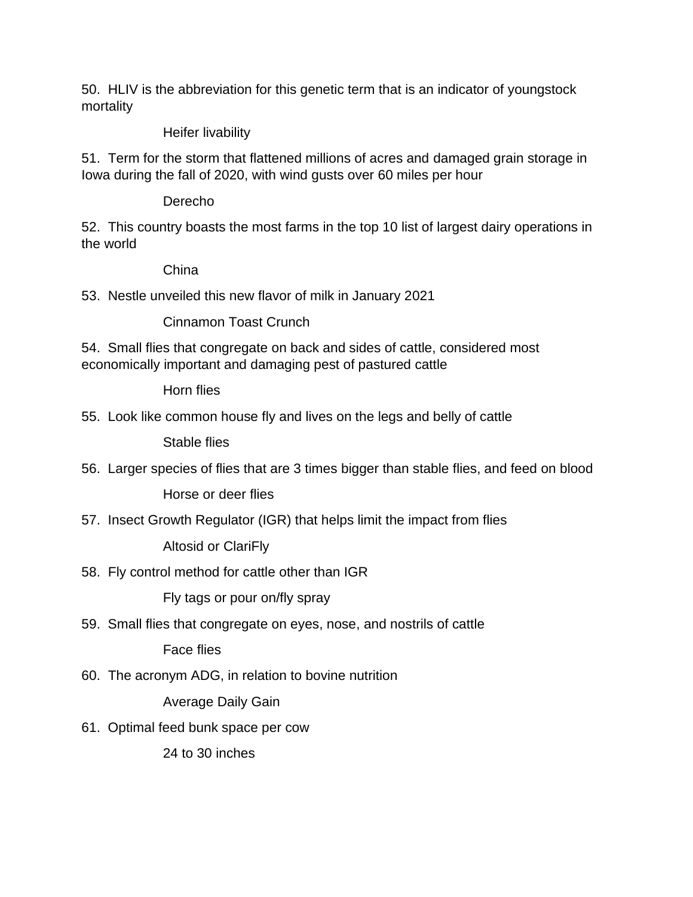50. HLIV is the abbreviation for this genetic term that is an indicator of youngstock mortality

Heifer livability

51. Term for the storm that flattened millions of acres and damaged grain storage in Iowa during the fall of 2020, with wind gusts over 60 miles per hour

Derecho

52. This country boasts the most farms in the top 10 list of largest dairy operations in the world

China

53. Nestle unveiled this new flavor of milk in January 2021

Cinnamon Toast Crunch

54. Small flies that congregate on back and sides of cattle, considered most economically important and damaging pest of pastured cattle

Horn flies

55. Look like common house fly and lives on the legs and belly of cattle

Stable flies

56. Larger species of flies that are 3 times bigger than stable flies, and feed on blood

Horse or deer flies

57. Insect Growth Regulator (IGR) that helps limit the impact from flies

Altosid or ClariFly

58. Fly control method for cattle other than IGR

Fly tags or pour on/fly spray

59. Small flies that congregate on eyes, nose, and nostrils of cattle

Face flies

60. The acronym ADG, in relation to bovine nutrition

Average Daily Gain

61. Optimal feed bunk space per cow

24 to 30 inches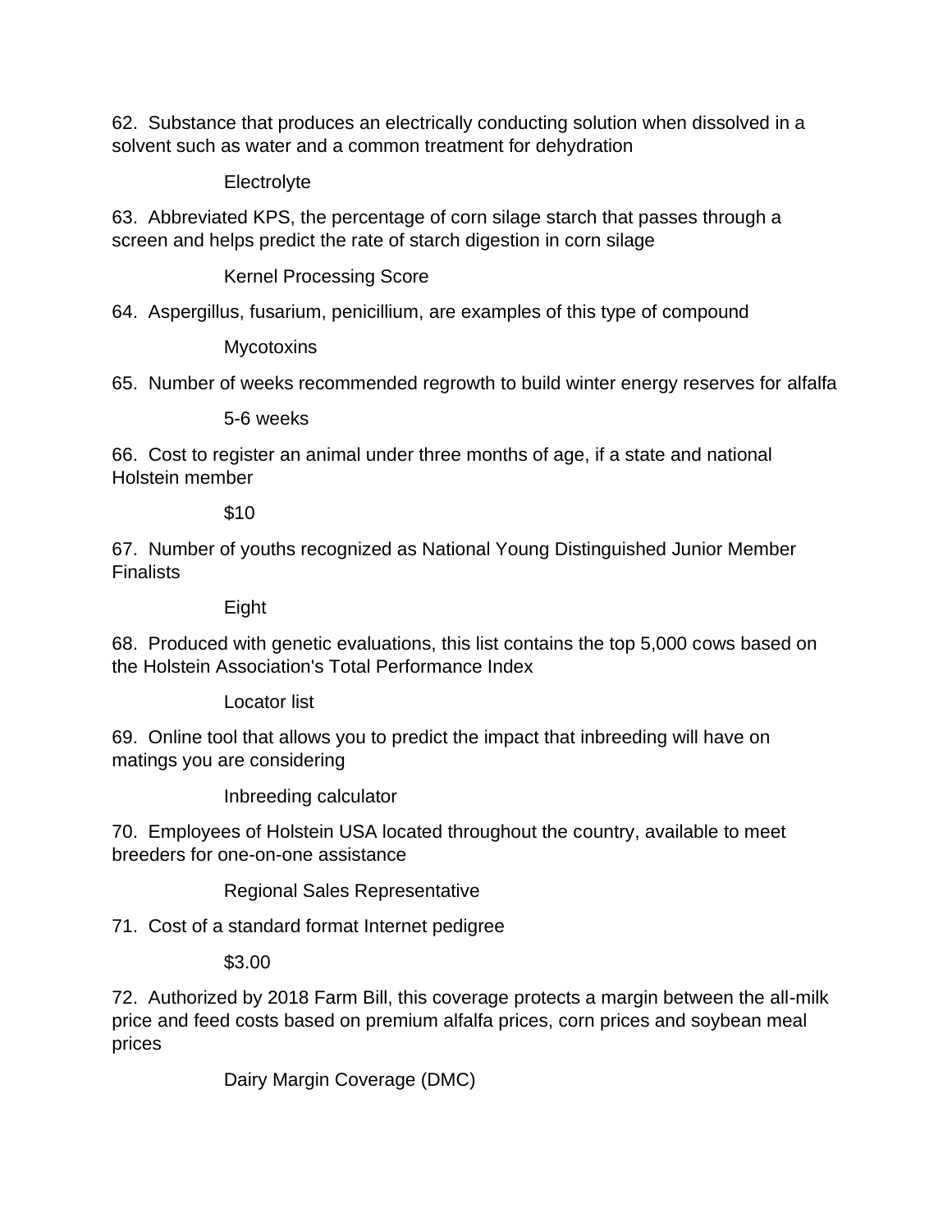62. Substance that produces an electrically conducting solution when dissolved in a solvent such as water and a common treatment for dehydration

Electrolyte

63. Abbreviated KPS, the percentage of corn silage starch that passes through a screen and helps predict the rate of starch digestion in corn silage

Kernel Processing Score

64. Aspergillus, fusarium, penicillium, are examples of this type of compound

Mycotoxins

65. Number of weeks recommended regrowth to build winter energy reserves for alfalfa

5-6 weeks

66. Cost to register an animal under three months of age, if a state and national Holstein member

$10

67. Number of youths recognized as National Young Distinguished Junior Member Finalists

Eight

68. Produced with genetic evaluations, this list contains the top 5,000 cows based on the Holstein Association's Total Performance Index

Locator list

69. Online tool that allows you to predict the impact that inbreeding will have on matings you are considering

Inbreeding calculator

70. Employees of Holstein USA located throughout the country, available to meet breeders for one-on-one assistance

Regional Sales Representative

71. Cost of a standard format Internet pedigree

$3.00

72. Authorized by 2018 Farm Bill, this coverage protects a margin between the all-milk price and feed costs based on premium alfalfa prices, corn prices and soybean meal prices

Dairy Margin Coverage (DMC)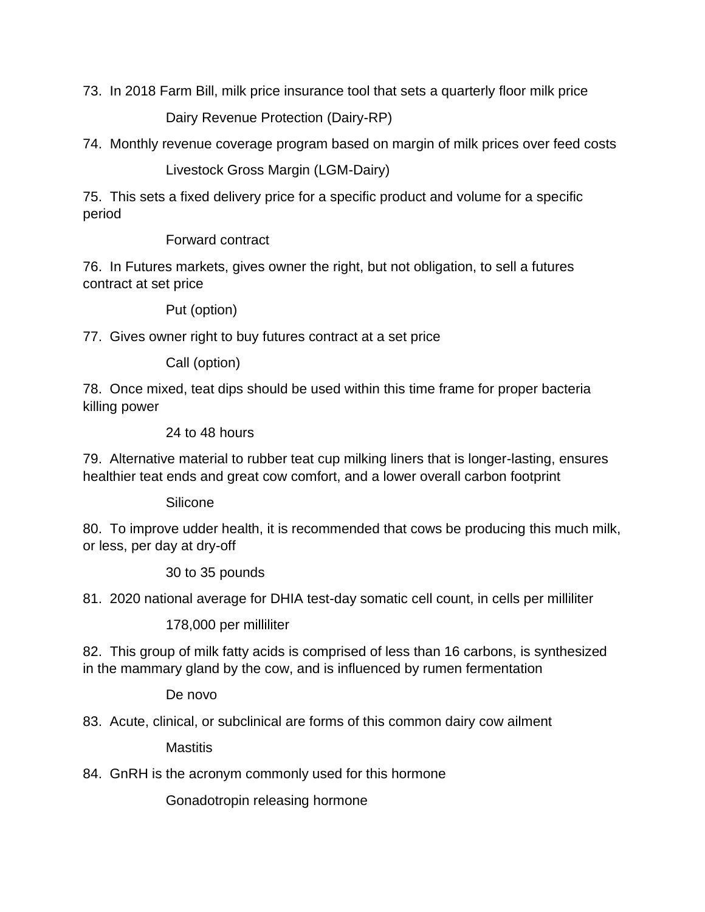73. In 2018 Farm Bill, milk price insurance tool that sets a quarterly floor milk price

Dairy Revenue Protection (Dairy-RP)

74. Monthly revenue coverage program based on margin of milk prices over feed costs

Livestock Gross Margin (LGM-Dairy)

75. This sets a fixed delivery price for a specific product and volume for a specific period

Forward contract

76. In Futures markets, gives owner the right, but not obligation, to sell a futures contract at set price

Put (option)

77. Gives owner right to buy futures contract at a set price

Call (option)

78. Once mixed, teat dips should be used within this time frame for proper bacteria killing power

24 to 48 hours

79. Alternative material to rubber teat cup milking liners that is longer-lasting, ensures healthier teat ends and great cow comfort, and a lower overall carbon footprint

Silicone

80. To improve udder health, it is recommended that cows be producing this much milk, or less, per day at dry-off

30 to 35 pounds

81. 2020 national average for DHIA test-day somatic cell count, in cells per milliliter

178,000 per milliliter

82. This group of milk fatty acids is comprised of less than 16 carbons, is synthesized in the mammary gland by the cow, and is influenced by rumen fermentation

De novo

83. Acute, clinical, or subclinical are forms of this common dairy cow ailment

Mastitis

84. GnRH is the acronym commonly used for this hormone

Gonadotropin releasing hormone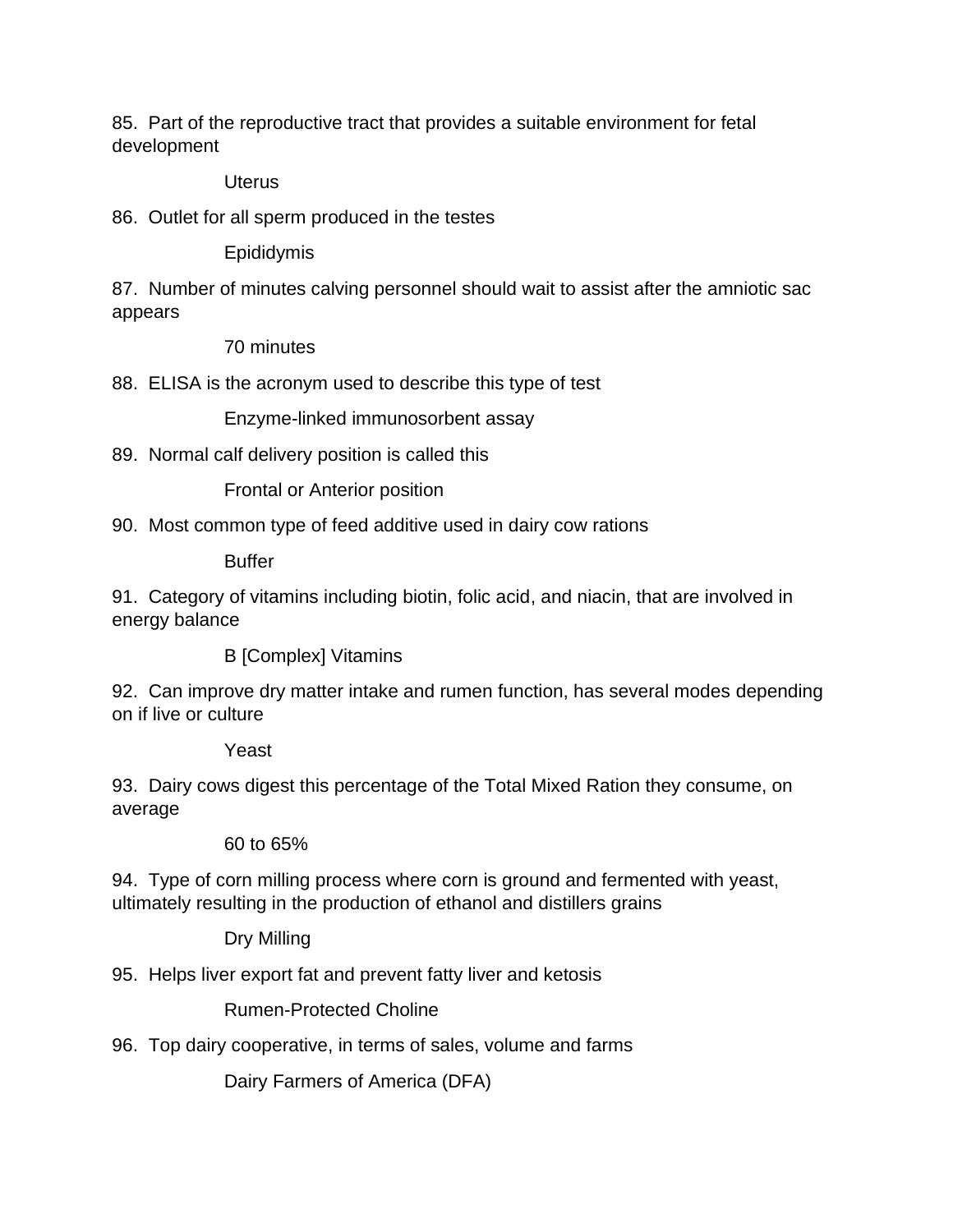85. Part of the reproductive tract that provides a suitable environment for fetal development

Uterus

86. Outlet for all sperm produced in the testes

Epididymis

87. Number of minutes calving personnel should wait to assist after the amniotic sac appears

70 minutes

88. ELISA is the acronym used to describe this type of test

Enzyme-linked immunosorbent assay

89. Normal calf delivery position is called this

Frontal or Anterior position

90. Most common type of feed additive used in dairy cow rations

Buffer

91. Category of vitamins including biotin, folic acid, and niacin, that are involved in energy balance

B [Complex] Vitamins

92. Can improve dry matter intake and rumen function, has several modes depending on if live or culture

Yeast

93. Dairy cows digest this percentage of the Total Mixed Ration they consume, on average

60 to 65%

94. Type of corn milling process where corn is ground and fermented with yeast, ultimately resulting in the production of ethanol and distillers grains

Dry Milling

95. Helps liver export fat and prevent fatty liver and ketosis

Rumen-Protected Choline

96. Top dairy cooperative, in terms of sales, volume and farms

Dairy Farmers of America (DFA)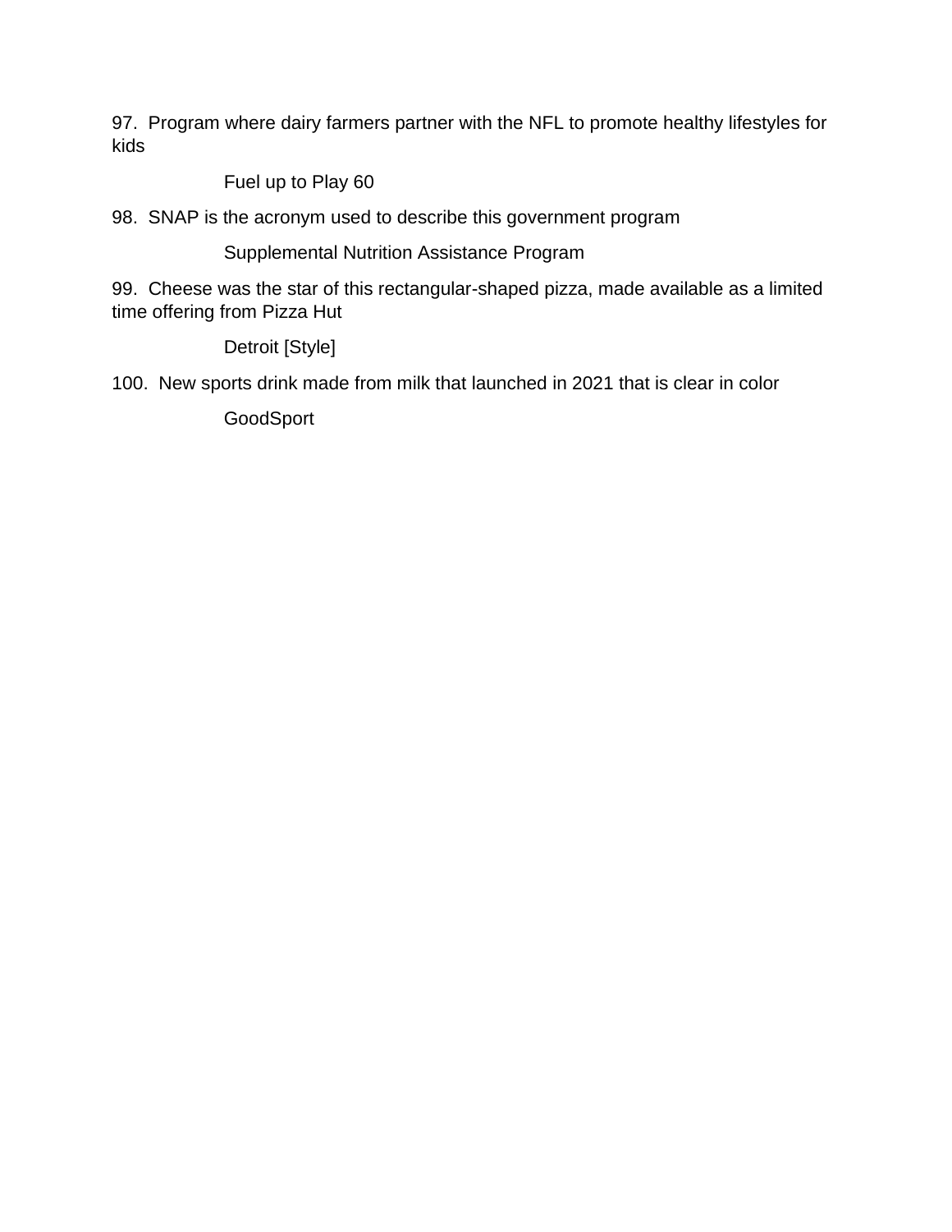97. Program where dairy farmers partner with the NFL to promote healthy lifestyles for kids

Fuel up to Play 60

98. SNAP is the acronym used to describe this government program

Supplemental Nutrition Assistance Program

99. Cheese was the star of this rectangular-shaped pizza, made available as a limited time offering from Pizza Hut

Detroit [Style]

100. New sports drink made from milk that launched in 2021 that is clear in color

GoodSport